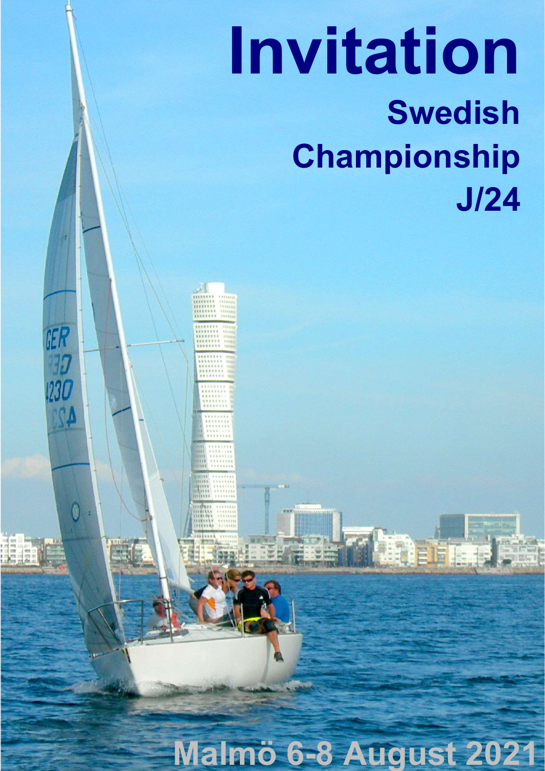# Invitation

## Swedish Championship J/24

Malmö 6-8 August 2021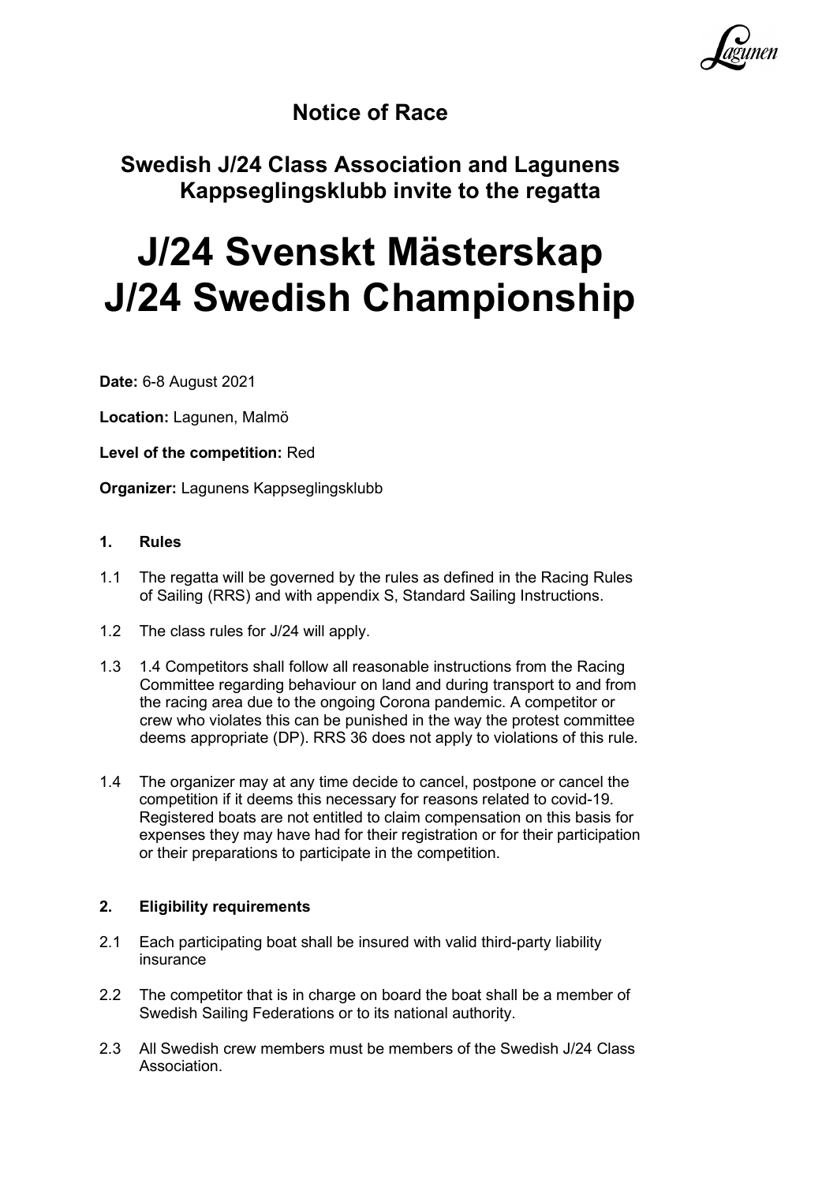# Notice of Race

## Swedish J/24 Class Association and Lagunens Kappseglingsklubb invite to the regatta

# J/24 Svenskt Mästerskap J/24 Swedish Championship

**Date:** 6-8 August 2021

**Location:** Lagunen, Malmö

**Level of the competition:** Red

**Organizer:** Lagunens Kappseglingsklubb

### 1. Rules

1.1 The regatta will be governed by the rules as defined in the Racing Rules of Sailing (RRS) and with appendix S, Standard Sailing Instructions.

1.2 The class rules for J/24 will apply.

1.3 1.4 Competitors shall follow all reasonable instructions from the Racing Committee regarding behaviour on land and during transport to and from the racing area due to the ongoing Corona pandemic. A competitor or crew who violates this can be punished in the way the protest committee deems appropriate (DP). RRS 36 does not apply to violations of this rule.

1.4 The organizer may at any time decide to cancel, postpone or cancel the competition if it deems this necessary for reasons related to covid-19. Registered boats are not entitled to claim compensation on this basis for expenses they may have had for their registration or for their participation or their preparations to participate in the competition.

### 2. Eligibility requirements

2.1 Each participating boat shall be insured with valid third-party liability insurance

2.2 The competitor that is in charge on board the boat shall be a member of Swedish Sailing Federations or to its national authority.

2.3 All Swedish crew members must be members of the Swedish J/24 Class Association.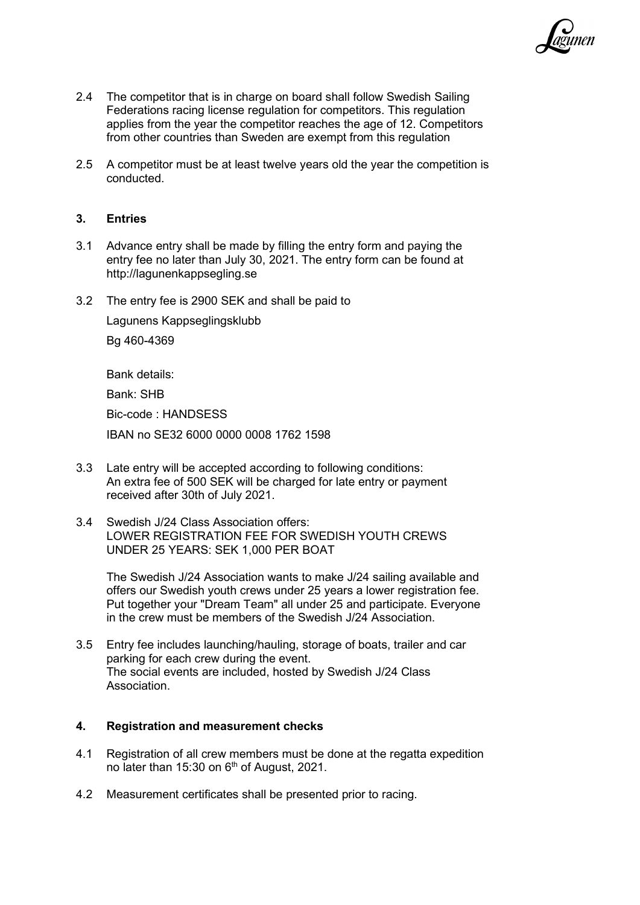2.4 The competitor that is in charge on board shall follow Swedish Sailing Federations racing license regulation for competitors. This regulation applies from the year the competitor reaches the age of 12. Competitors from other countries than Sweden are exempt from this regulation

2.5 A competitor must be at least twelve years old the year the competition is conducted.

## 3. Entries

3.1 Advance entry shall be made by filling the entry form and paying the entry fee no later than July 30, 2021. The entry form can be found at http://lagunenkappsegling.se

3.2 The entry fee is 2900 SEK and shall be paid to

Lagunens Kappseglingsklubb

Bg 460-4369

Bank details:

Bank: SHB

Bic-code : HANDSESS

IBAN no SE32 6000 0000 0008 1762 1598

3.3 Late entry will be accepted according to following conditions:
An extra fee of 500 SEK will be charged for late entry or payment received after 30th of July 2021.

3.4 Swedish J/24 Class Association offers:
LOWER REGISTRATION FEE FOR SWEDISH YOUTH CREWS UNDER 25 YEARS: SEK 1,000 PER BOAT

The Swedish J/24 Association wants to make J/24 sailing available and offers our Swedish youth crews under 25 years a lower registration fee. Put together your "Dream Team" all under 25 and participate. Everyone in the crew must be members of the Swedish J/24 Association.

3.5 Entry fee includes launching/hauling, storage of boats, trailer and car parking for each crew during the event.
The social events are included, hosted by Swedish J/24 Class Association.

## 4. Registration and measurement checks

4.1 Registration of all crew members must be done at the regatta expedition no later than 15:30 on 6th of August, 2021.

4.2 Measurement certificates shall be presented prior to racing.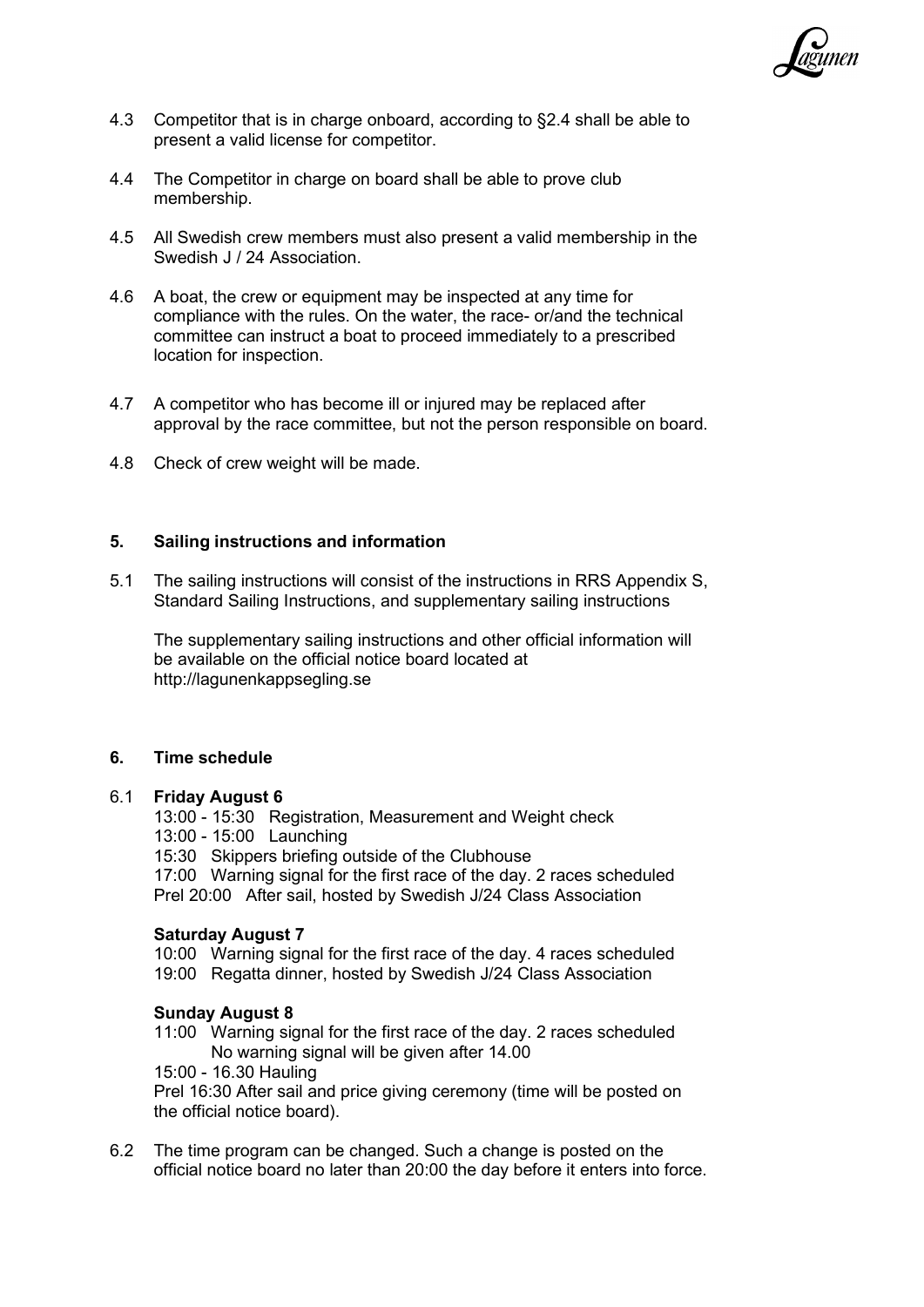4.3 Competitor that is in charge onboard, according to §2.4 shall be able to present a valid license for competitor.

4.4 The Competitor in charge on board shall be able to prove club membership.

4.5 All Swedish crew members must also present a valid membership in the Swedish J / 24 Association.

4.6 A boat, the crew or equipment may be inspected at any time for compliance with the rules. On the water, the race- or/and the technical committee can instruct a boat to proceed immediately to a prescribed location for inspection.

4.7 A competitor who has become ill or injured may be replaced after approval by the race committee, but not the person responsible on board.

4.8 Check of crew weight will be made.

## 5. Sailing instructions and information

5.1 The sailing instructions will consist of the instructions in RRS Appendix S, Standard Sailing Instructions, and supplementary sailing instructions

The supplementary sailing instructions and other official information will be available on the official notice board located at http://lagunenkappsegling.se

## 6. Time schedule

6.1 **Friday August 6**

13:00 - 15:30 Registration, Measurement and Weight check
13:00 - 15:00 Launching
15:30 Skippers briefing outside of the Clubhouse
17:00 Warning signal for the first race of the day. 2 races scheduled
Prel 20:00 After sail, hosted by Swedish J/24 Class Association

**Saturday August 7**

10:00 Warning signal for the first race of the day. 4 races scheduled
19:00 Regatta dinner, hosted by Swedish J/24 Class Association

**Sunday August 8**

11:00 Warning signal for the first race of the day. 2 races scheduled
No warning signal will be given after 14.00
15:00 - 16.30 Hauling
Prel 16:30 After sail and price giving ceremony (time will be posted on the official notice board).

6.2 The time program can be changed. Such a change is posted on the official notice board no later than 20:00 the day before it enters into force.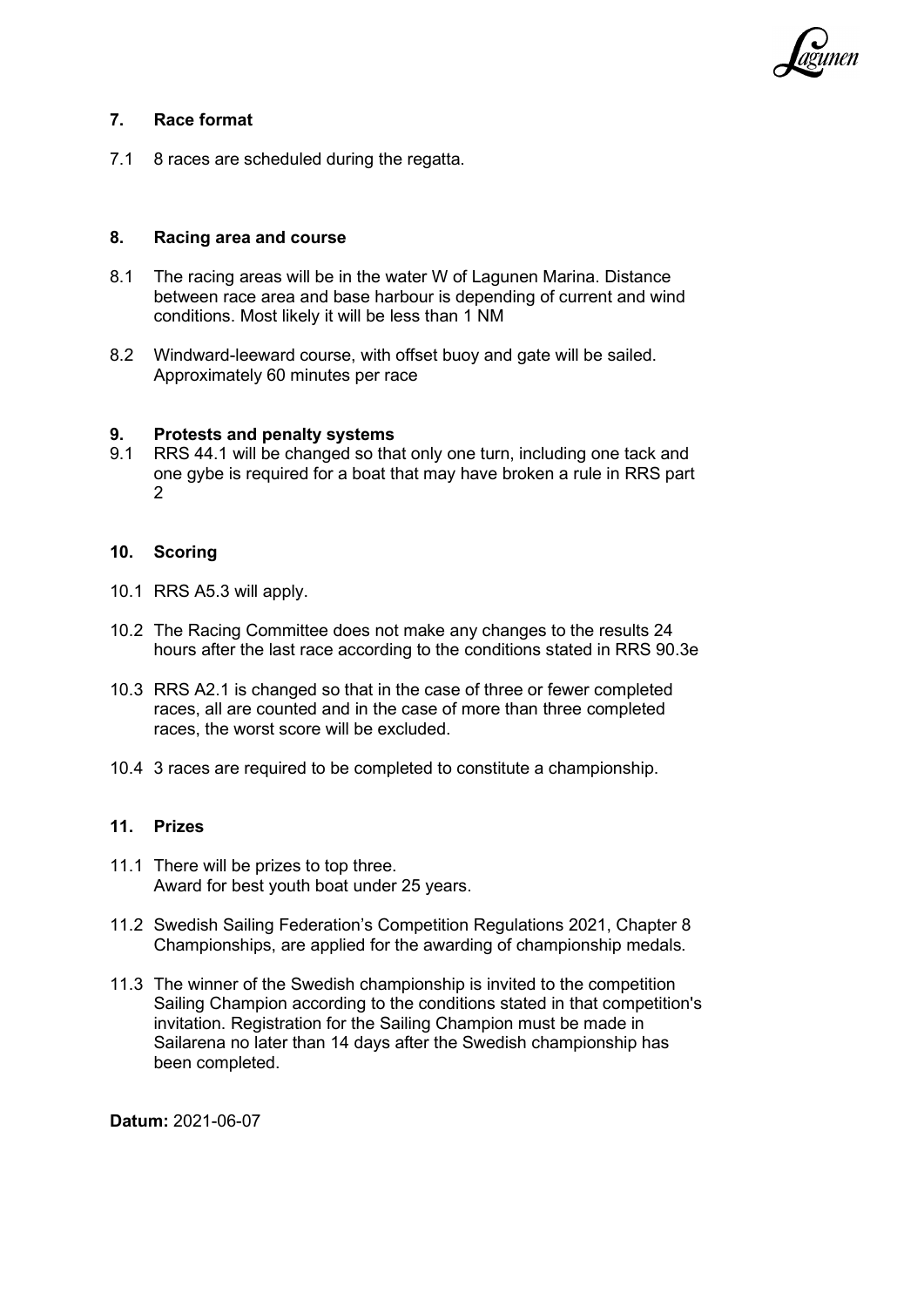## 7. Race format

7.1 8 races are scheduled during the regatta.

## 8. Racing area and course

8.1 The racing areas will be in the water W of Lagunen Marina. Distance between race area and base harbour is depending of current and wind conditions. Most likely it will be less than 1 NM

8.2 Windward-leeward course, with offset buoy and gate will be sailed. Approximately 60 minutes per race

## 9. Protests and penalty systems

9.1 RRS 44.1 will be changed so that only one turn, including one tack and one gybe is required for a boat that may have broken a rule in RRS part 2

## 10. Scoring

10.1 RRS A5.3 will apply.

10.2 The Racing Committee does not make any changes to the results 24 hours after the last race according to the conditions stated in RRS 90.3e

10.3 RRS A2.1 is changed so that in the case of three or fewer completed races, all are counted and in the case of more than three completed races, the worst score will be excluded.

10.4 3 races are required to be completed to constitute a championship.

## 11. Prizes

11.1 There will be prizes to top three.
Award for best youth boat under 25 years.

11.2 Swedish Sailing Federation's Competition Regulations 2021, Chapter 8 Championships, are applied for the awarding of championship medals.

11.3 The winner of the Swedish championship is invited to the competition Sailing Champion according to the conditions stated in that competition's invitation. Registration for the Sailing Champion must be made in Sailarena no later than 14 days after the Swedish championship has been completed.

**Datum:** 2021-06-07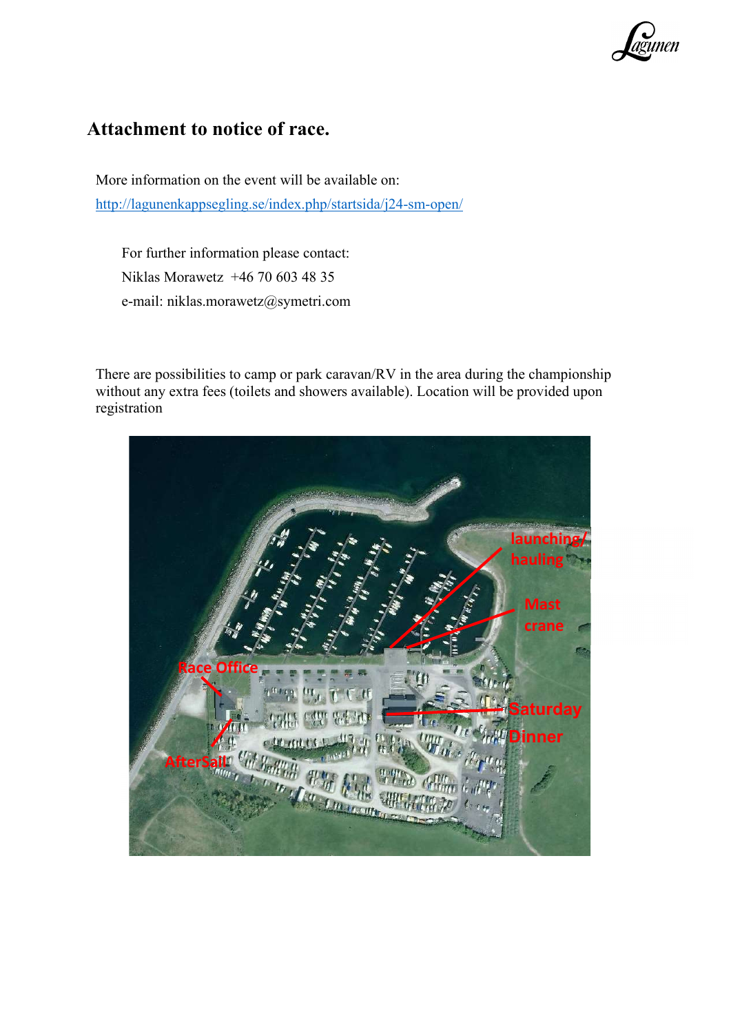# Attachment to notice of race.

More information on the event will be available on:
http://lagunenkappsegling.se/index.php/startsida/j24-sm-open/

For further information please contact:
Niklas Morawetz +46 70 603 48 35
e-mail: niklas.morawetz@symetri.com

There are possibilities to camp or park caravan/RV in the area during the championship without any extra fees (toilets and showers available). Location will be provided upon registration

launching/
hauling

Mast
crane

Race Office

Saturday
Dinner

AfterSail